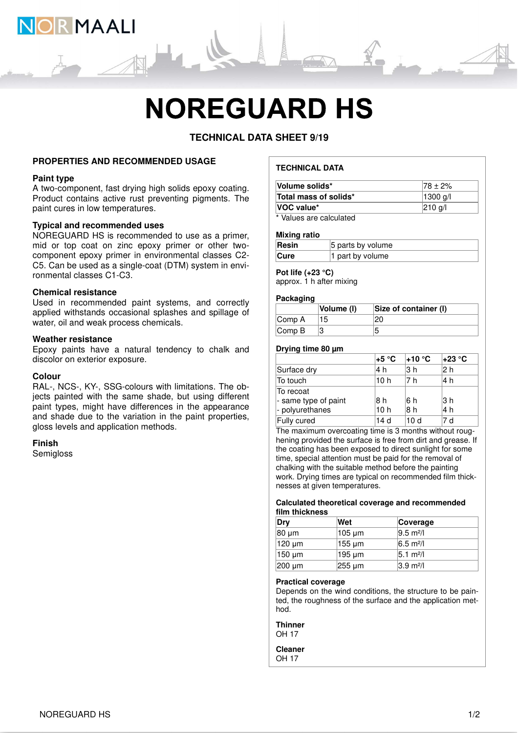# NOREGUARD HS

**TECHNICAL DATA SHEET 9/19**

## PROPERTIES AND RECOMMENDED USAGE

### Paint type

A two-component, fast drying high solids epoxy coating. Product contains active rust preventing pigments. The paint cures in low temperatures.

### Typical and recommended uses

NOREGUARD HS is recommended to use as a primer, mid or top coat on zinc epoxy primer or other two-component epoxy primer in environmental classes C2-C5. Can be used as a single-coat (DTM) system in environmental classes C1-C3.

### Chemical resistance

Used in recommended paint systems, and correctly applied withstands occasional splashes and spillage of water, oil and weak process chemicals.

### Weather resistance

Epoxy paints have a natural tendency to chalk and discolor on exterior exposure.

### Colour

RAL-, NCS-, KY-, SSG-colours with limitations. The objects painted with the same shade, but using different paint types, might have differences in the appearance and shade due to the variation in the paint properties, gloss levels and application methods.

### Finish

Semigloss

## TECHNICAL DATA

| | |
|---|---|
| **Volume solids*** | 78 ± 2% |
| **Total mass of solids*** | 1300 g/l |
| **VOC value*** | 210 g/l |

\* Values are calculated

### Mixing ratio

| | |
|---|---|
| **Resin** | 5 parts by volume |
| **Cure** | 1 part by volume |

### Pot life (+23 °C)

approx. 1 h after mixing

### Packaging

| | Volume (l) | Size of container (l) |
|---|---|---|
| Comp A | 15 | 20 |
| Comp B | 3 | 5 |

### Drying time 80 µm

| | +5 °C | +10 °C | +23 °C |
|---|---|---|---|
| Surface dry | 4 h | 3 h | 2 h |
| To touch | 10 h | 7 h | 4 h |
| To recoat | | | |
| - same type of paint | 8 h | 6 h | 3 h |
| - polyurethanes | 10 h | 8 h | 4 h |
| Fully cured | 14 d | 10 d | 7 d |

The maximum overcoating time is 3 months without roughening provided the surface is free from dirt and grease. If the coating has been exposed to direct sunlight for some time, special attention must be paid for the removal of chalking with the suitable method before the painting work. Drying times are typical on recommended film thicknesses at given temperatures.

### Calculated theoretical coverage and recommended film thickness

| Dry | Wet | Coverage |
|---|---|---|
| 80 µm | 105 µm | 9.5 m²/l |
| 120 µm | 155 µm | 6.5 m²/l |
| 150 µm | 195 µm | 5.1 m²/l |
| 200 µm | 255 µm | 3.9 m²/l |

### Practical coverage

Depends on the wind conditions, the structure to be painted, the roughness of the surface and the application method.

### Thinner

OH 17

### Cleaner

OH 17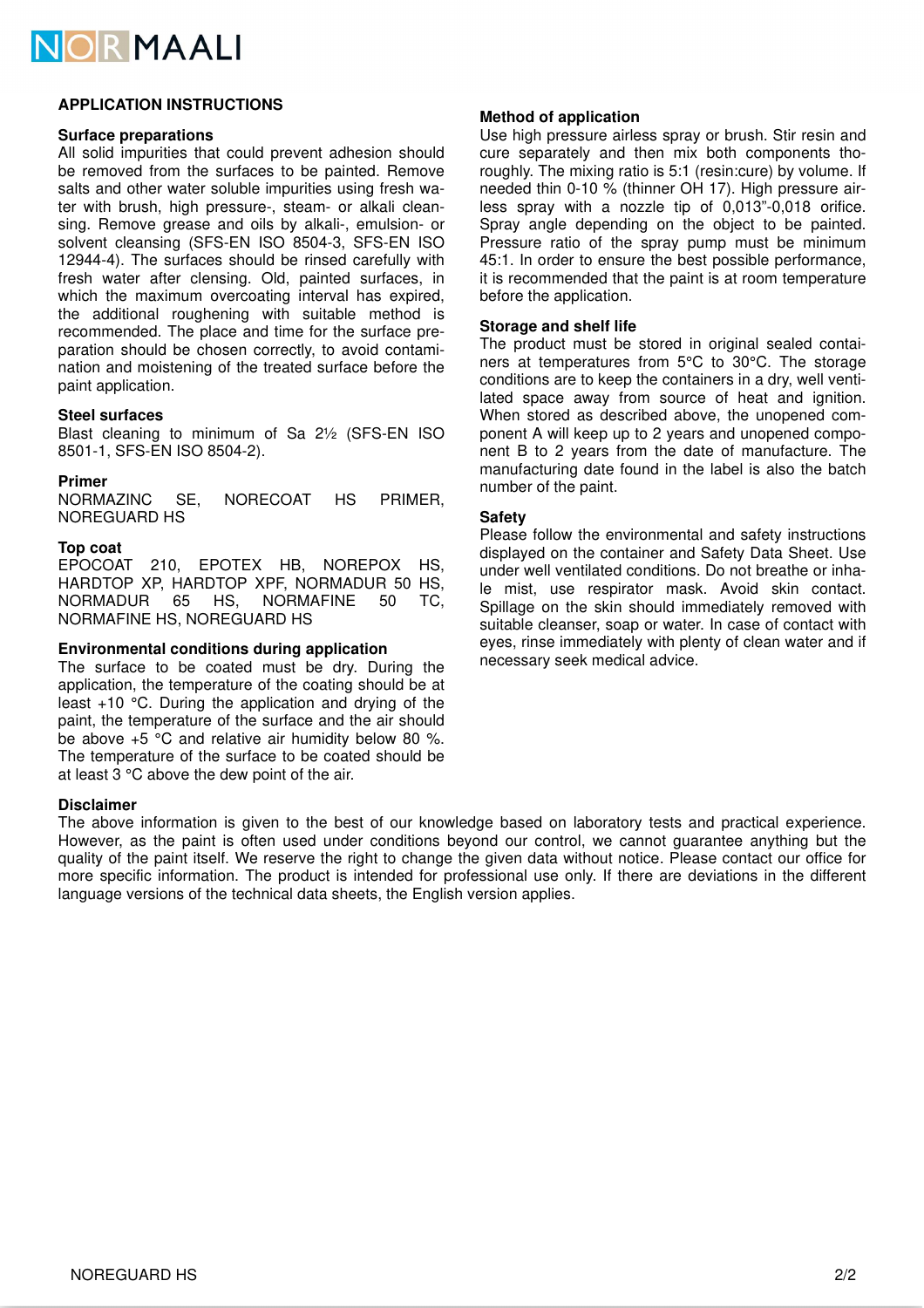## APPLICATION INSTRUCTIONS

### Surface preparations

All solid impurities that could prevent adhesion should be removed from the surfaces to be painted. Remove salts and other water soluble impurities using fresh water with brush, high pressure-, steam- or alkali cleansing. Remove grease and oils by alkali-, emulsion- or solvent cleansing (SFS-EN ISO 8504-3, SFS-EN ISO 12944-4). The surfaces should be rinsed carefully with fresh water after clensing. Old, painted surfaces, in which the maximum overcoating interval has expired, the additional roughening with suitable method is recommended. The place and time for the surface preparation should be chosen correctly, to avoid contamination and moistening of the treated surface before the paint application.

### Steel surfaces

Blast cleaning to minimum of Sa 2½ (SFS-EN ISO 8501-1, SFS-EN ISO 8504-2).

### Primer

NORMAZINC SE, NORECOAT HS PRIMER, NOREGUARD HS

### Top coat

EPOCOAT 210, EPOTEX HB, NOREPOX HS, HARDTOP XP, HARDTOP XPF, NORMADUR 50 HS, NORMADUR 65 HS, NORMAFINE 50 TC, NORMAFINE HS, NOREGUARD HS

### Environmental conditions during application

The surface to be coated must be dry. During the application, the temperature of the coating should be at least +10 °C. During the application and drying of the paint, the temperature of the surface and the air should be above +5 °C and relative air humidity below 80 %. The temperature of the surface to be coated should be at least 3 °C above the dew point of the air.

### Method of application

Use high pressure airless spray or brush. Stir resin and cure separately and then mix both components thoroughly. The mixing ratio is 5:1 (resin:cure) by volume. If needed thin 0-10 % (thinner OH 17). High pressure airless spray with a nozzle tip of 0,013"-0,018 orifice. Spray angle depending on the object to be painted. Pressure ratio of the spray pump must be minimum 45:1. In order to ensure the best possible performance, it is recommended that the paint is at room temperature before the application.

### Storage and shelf life

The product must be stored in original sealed containers at temperatures from 5°C to 30°C. The storage conditions are to keep the containers in a dry, well ventilated space away from source of heat and ignition. When stored as described above, the unopened component A will keep up to 2 years and unopened component B to 2 years from the date of manufacture. The manufacturing date found in the label is also the batch number of the paint.

### Safety

Please follow the environmental and safety instructions displayed on the container and Safety Data Sheet. Use under well ventilated conditions. Do not breathe or inhale mist, use respirator mask. Avoid skin contact. Spillage on the skin should immediately removed with suitable cleanser, soap or water. In case of contact with eyes, rinse immediately with plenty of clean water and if necessary seek medical advice.

### Disclaimer

The above information is given to the best of our knowledge based on laboratory tests and practical experience. However, as the paint is often used under conditions beyond our control, we cannot guarantee anything but the quality of the paint itself. We reserve the right to change the given data without notice. Please contact our office for more specific information. The product is intended for professional use only. If there are deviations in the different language versions of the technical data sheets, the English version applies.